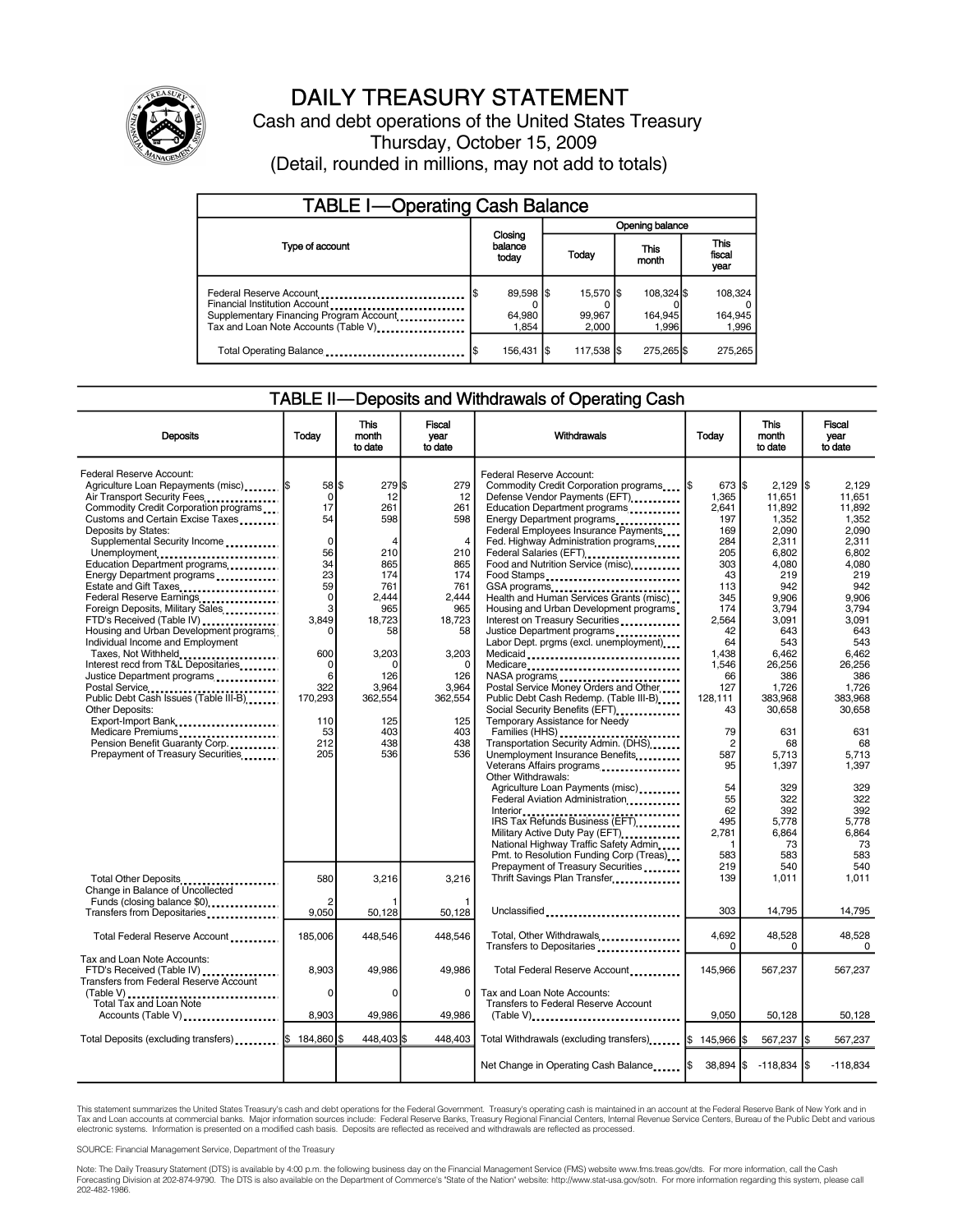# DAILY TREASURY STATEMENT

Cash and debt operations of the United States Treasury

Thursday, October 15, 2009

(Detail, rounded in millions, may not add to totals)

## TABLE I—Operating Cash Balance

| Type of account | Closing balance today | Opening balance Today | This month | This fiscal year |
|---|---|---|---|---|
| Federal Reserve Account | $ 89,598 | $ 15,570 | $ 108,324 | $ 108,324 |
| Financial Institution Account | 0 | 0 | 0 | 0 |
| Supplementary Financing Program Account | 64,980 | 99,967 | 164,945 | 164,945 |
| Tax and Loan Note Accounts (Table V) | 1,854 | 2,000 | 1,996 | 1,996 |
| Total Operating Balance | $ 156,431 | $ 117,538 | $ 275,265 | $ 275,265 |

## TABLE II—Deposits and Withdrawals of Operating Cash

| Deposits | Today | This month to date | Fiscal year to date |
|---|---|---|---|
| Federal Reserve Account: | | | |
| Agriculture Loan Repayments (misc) | $ 58 | $ 279 | $ 279 |
| Air Transport Security Fees | 0 | 12 | 12 |
| Commodity Credit Corporation programs | 17 | 261 | 261 |
| Customs and Certain Excise Taxes | 54 | 598 | 598 |
| Deposits by States: | | | |
| Supplemental Security Income | 0 | 4 | 4 |
| Unemployment | 56 | 210 | 210 |
| Education Department programs | 34 | 865 | 865 |
| Energy Department programs | 23 | 174 | 174 |
| Estate and Gift Taxes | 59 | 761 | 761 |
| Federal Reserve Earnings | 0 | 2,444 | 2,444 |
| Foreign Deposits, Military Sales | 3 | 965 | 965 |
| FTD's Received (Table IV) | 3,849 | 18,723 | 18,723 |
| Housing and Urban Development programs | 0 | 58 | 58 |
| Individual Income and Employment Taxes, Not Withheld | 600 | 3,203 | 3,203 |
| Interest recd from T&L Depositaries | 0 | 0 | 0 |
| Justice Department programs | 6 | 126 | 126 |
| Postal Service | 322 | 3,964 | 3,964 |
| Public Debt Cash Issues (Table III-B) | 170,293 | 362,554 | 362,554 |
| Other Deposits: | | | |
| Export-Import Bank | 110 | 125 | 125 |
| Medicare Premiums | 53 | 403 | 403 |
| Pension Benefit Guaranty Corp. | 212 | 438 | 438 |
| Prepayment of Treasury Securities | 205 | 536 | 536 |
| Total Other Deposits | 580 | 3,216 | 3,216 |
| Change in Balance of Uncollected Funds (closing balance $0) | 2 | 1 | 1 |
| Transfers from Depositaries | 9,050 | 50,128 | 50,128 |
| Total Federal Reserve Account | 185,006 | 448,546 | 448,546 |
| Tax and Loan Note Accounts: | | | |
| FTD's Received (Table IV) | 8,903 | 49,986 | 49,986 |
| Transfers from Federal Reserve Account (Table V) | 0 | 0 | 0 |
| Total Tax and Loan Note Accounts (Table V) | 8,903 | 49,986 | 49,986 |
| Total Deposits (excluding transfers) | $ 184,860 | $ 448,403 | $ 448,403 |

| Withdrawals | Today | This month to date | Fiscal year to date |
|---|---|---|---|
| Federal Reserve Account: | | | |
| Commodity Credit Corporation programs | $ 673 | $ 2,129 | $ 2,129 |
| Defense Vendor Payments (EFT) | 1,365 | 11,651 | 11,651 |
| Education Department programs | 2,641 | 11,892 | 11,892 |
| Energy Department programs | 197 | 1,352 | 1,352 |
| Federal Employees Insurance Payments | 169 | 2,090 | 2,090 |
| Fed. Highway Administration programs | 284 | 2,311 | 2,311 |
| Federal Salaries (EFT) | 205 | 6,802 | 6,802 |
| Food and Nutrition Service (misc) | 303 | 4,080 | 4,080 |
| Food Stamps | 43 | 219 | 219 |
| GSA programs | 113 | 942 | 942 |
| Health and Human Services Grants (misc) | 345 | 9,906 | 9,906 |
| Housing and Urban Development programs | 174 | 3,794 | 3,794 |
| Interest on Treasury Securities | 2,564 | 3,091 | 3,091 |
| Justice Department programs | 42 | 643 | 643 |
| Labor Dept. prgms (excl. unemployment) | 64 | 543 | 543 |
| Medicaid | 1,438 | 6,462 | 6,462 |
| Medicare | 1,546 | 26,256 | 26,256 |
| NASA programs | 66 | 386 | 386 |
| Postal Service Money Orders and Other | 127 | 1,726 | 1,726 |
| Public Debt Cash Redemp. (Table III-B) | 128,111 | 383,968 | 383,968 |
| Social Security Benefits (EFT) | 43 | 30,658 | 30,658 |
| Temporary Assistance for Needy Families (HHS) | 79 | 631 | 631 |
| Transportation Security Admin. (DHS) | 2 | 68 | 68 |
| Unemployment Insurance Benefits | 587 | 5,713 | 5,713 |
| Veterans Affairs programs | 95 | 1,397 | 1,397 |
| Other Withdrawals: | | | |
| Agriculture Loan Payments (misc) | 54 | 329 | 329 |
| Federal Aviation Administration | 55 | 322 | 322 |
| Interior | 62 | 392 | 392 |
| IRS Tax Refunds Business (EFT) | 495 | 5,778 | 5,778 |
| Military Active Duty Pay (EFT) | 2,781 | 6,864 | 6,864 |
| National Highway Traffic Safety Admin | 1 | 73 | 73 |
| Pmt. to Resolution Funding Corp (Treas) | 583 | 583 | 583 |
| Prepayment of Treasury Securities | 219 | 540 | 540 |
| Thrift Savings Plan Transfer | 139 | 1,011 | 1,011 |
| Unclassified | 303 | 14,795 | 14,795 |
| Total, Other Withdrawals | 4,692 | 48,528 | 48,528 |
| Transfers to Depositaries | 0 | 0 | 0 |
| Total Federal Reserve Account | 145,966 | 567,237 | 567,237 |
| Tax and Loan Note Accounts: | | | |
| Transfers to Federal Reserve Account (Table V) | 9,050 | 50,128 | 50,128 |
| Total Withdrawals (excluding transfers) | $ 145,966 | $ 567,237 | $ 567,237 |
| Net Change in Operating Cash Balance | $ 38,894 | $ -118,834 | $ -118,834 |

This statement summarizes the United States Treasury's cash and debt operations for the Federal Government. Treasury's operating cash is maintained in an account at the Federal Reserve Bank of New York and in Tax and Loan accounts at commercial banks. Major information sources include: Federal Reserve Banks, Treasury Regional Financial Centers, Internal Revenue Service Centers, Bureau of the Public Debt and various electronic systems. Information is presented on a modified cash basis. Deposits are reflected as received and withdrawals are reflected as processed.

SOURCE: Financial Management Service, Department of the Treasury

Note: The Daily Treasury Statement (DTS) is available by 4:00 p.m. the following business day on the Financial Management Service (FMS) website www.fms.treas.gov/dts. For more information, call the Cash Forecasting Division at 202-874-9790. The DTS is also available on the Department of Commerce's "State of the Nation" website: http://www.stat-usa.gov/sotn. For more information regarding this system, please call 202-482-1986.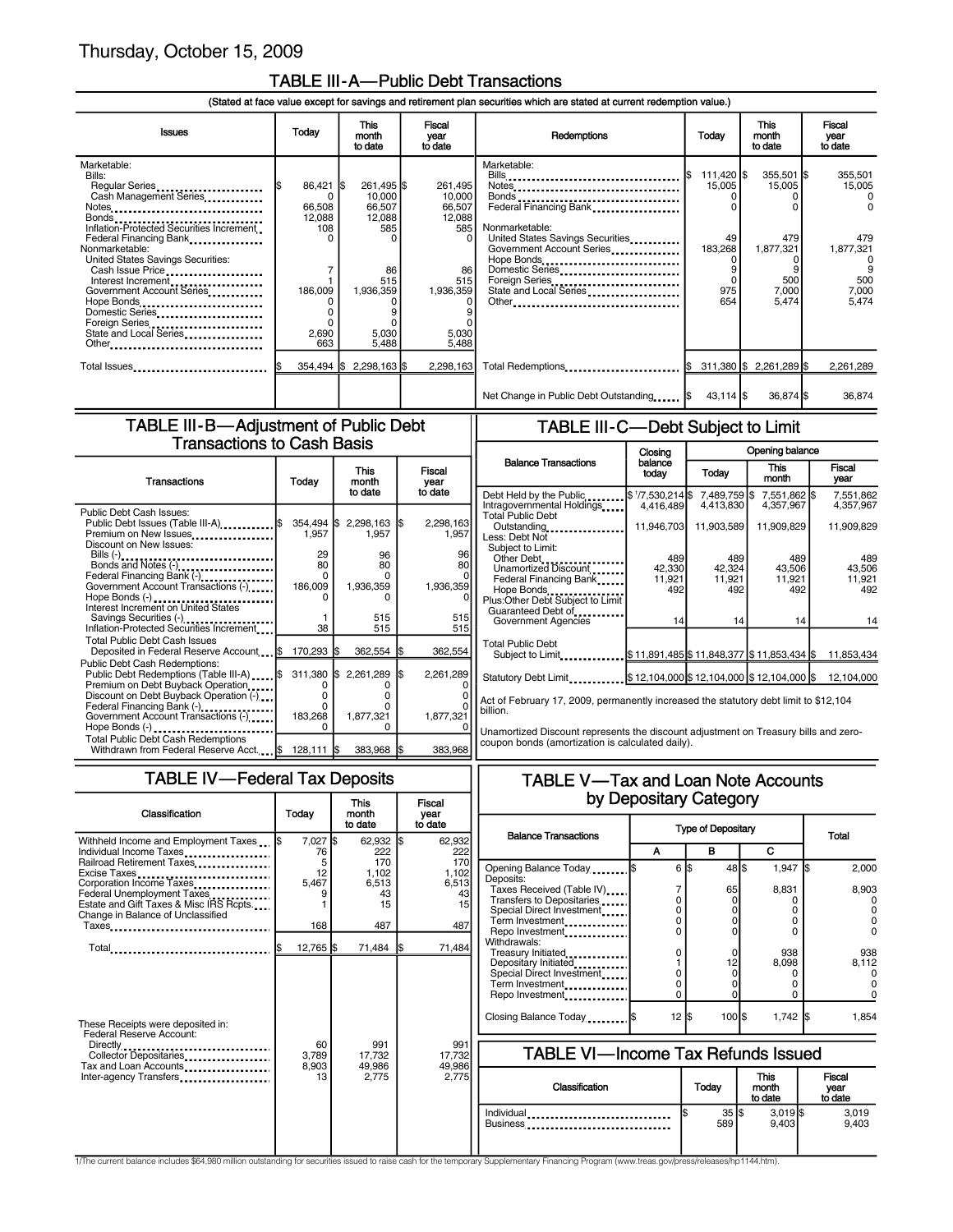Thursday, October 15, 2009

## TABLE III-A—Public Debt Transactions

(Stated at face value except for savings and retirement plan securities which are stated at current redemption value.)

| Issues | Today | This month to date | Fiscal year to date |
|---|---|---|---|
| Marketable: | | | |
| Bills: | | | |
| Regular Series | $ 86,421 | $ 261,495 | $ 261,495 |
| Cash Management Series | 0 | 10,000 | 10,000 |
| Notes | 66,508 | 66,507 | 66,507 |
| Bonds | 12,088 | 12,088 | 12,088 |
| Inflation-Protected Securities Increment | 108 | 585 | 585 |
| Federal Financing Bank | 0 | 0 | 0 |
| Nonmarketable: | | | |
| United States Savings Securities: | | | |
| Cash Issue Price | 7 | 86 | 86 |
| Interest Increment | 1 | 515 | 515 |
| Government Account Series | 186,009 | 1,936,359 | 1,936,359 |
| Hope Bonds | 0 | 0 | 0 |
| Domestic Series | 0 | 9 | 9 |
| Foreign Series | 0 | 0 | 0 |
| State and Local Series | 2,690 | 5,030 | 5,030 |
| Other | 663 | 5,488 | 5,488 |
| Total Issues | $ 354,494 | $ 2,298,163 | $ 2,298,163 |

| Redemptions | Today | This month to date | Fiscal year to date |
|---|---|---|---|
| Marketable: | | | |
| Bills | $ 111,420 | $ 355,501 | $ 355,501 |
| Notes | 15,005 | 15,005 | 15,005 |
| Bonds | 0 | 0 | 0 |
| Federal Financing Bank | 0 | 0 | 0 |
| Nonmarketable: | | | |
| United States Savings Securities | 49 | 479 | 479 |
| Government Account Series | 183,268 | 1,877,321 | 1,877,321 |
| Hope Bonds | 0 | 0 | 0 |
| Domestic Series | 9 | 9 | 9 |
| Foreign Series | 0 | 500 | 500 |
| State and Local Series | 975 | 7,000 | 7,000 |
| Other | 654 | 5,474 | 5,474 |
| Total Redemptions | $ 311,380 | $ 2,261,289 | $ 2,261,289 |
| Net Change in Public Debt Outstanding | $ 43,114 | $ 36,874 | $ 36,874 |

## TABLE III-B—Adjustment of Public Debt Transactions to Cash Basis

| Transactions | Today | This month to date | Fiscal year to date |
|---|---|---|---|
| Public Debt Cash Issues: | | | |
| Public Debt Issues (Table III-A) | $ 354,494 | $ 2,298,163 | $ 2,298,163 |
| Premium on New Issues | 1,957 | 1,957 | 1,957 |
| Discount on New Issues: | | | |
| Bills (-) | 29 | 96 | 96 |
| Bonds and Notes (-) | 80 | 80 | 80 |
| Federal Financing Bank (-) | 0 | 0 | 0 |
| Government Account Transactions (-) | 186,009 | 1,936,359 | 1,936,359 |
| Hope Bonds (-) | 0 | 0 | 0 |
| Interest Increment on United States Savings Securities (-) | 1 | 515 | 515 |
| Inflation-Protected Securities Increment | 38 | 515 | 515 |
| Total Public Debt Cash Issues Deposited in Federal Reserve Account | $ 170,293 | $ 362,554 | $ 362,554 |
| Public Debt Cash Redemptions: | | | |
| Public Debt Redemptions (Table III-A) | $ 311,380 | $ 2,261,289 | $ 2,261,289 |
| Premium on Debt Buyback Operation | 0 | 0 | 0 |
| Discount on Debt Buyback Operation (-) | 0 | 0 | 0 |
| Federal Financing Bank (-) | 0 | 0 | 0 |
| Government Account Transactions (-) | 183,268 | 1,877,321 | 1,877,321 |
| Hope Bonds (-) | 0 | 0 | 0 |
| Total Public Debt Cash Redemptions Withdrawn from Federal Reserve Acct. | $ 128,111 | $ 383,968 | $ 383,968 |

## TABLE III-C—Debt Subject to Limit

| Balance Transactions | Closing balance today | Opening balance | | |
|---|---|---|---|---|
| | | Today | This month | Fiscal year |
| Debt Held by the Public | $ [1]7,530,214 | $ 7,489,759 | $ 7,551,862 | $ 7,551,862 |
| Intragovernmental Holdings | 4,416,489 | 4,413,830 | 4,357,967 | 4,357,967 |
| Total Public Debt Outstanding | 11,946,703 | 11,903,589 | 11,909,829 | 11,909,829 |
| Less: Debt Not Subject to Limit: | | | | |
| Other Debt | 489 | 489 | 489 | 489 |
| Unamortized Discount | 42,330 | 42,324 | 43,506 | 43,506 |
| Federal Financing Bank | 11,921 | 11,921 | 11,921 | 11,921 |
| Hope Bonds | 492 | 492 | 492 | 492 |
| Plus: Other Debt Subject to Limit | | | | |
| Guaranteed Debt of Government Agencies | 14 | 14 | 14 | 14 |
| Total Public Debt Subject to Limit | $ 11,891,485 | $ 11,848,377 | $ 11,853,434 | $ 11,853,434 |
| Statutory Debt Limit | $ 12,104,000 | $ 12,104,000 | $ 12,104,000 | $ 12,104,000 |

Act of February 17, 2009, permanently increased the statutory debt limit to $12,104 billion.

Unamortized Discount represents the discount adjustment on Treasury bills and zero-coupon bonds (amortization is calculated daily).

## TABLE IV—Federal Tax Deposits

| Classification | Today | This month to date | Fiscal year to date |
|---|---|---|---|
| Withheld Income and Employment Taxes | $ 7,027 | $ 62,932 | $ 62,932 |
| Individual Income Taxes | 76 | 222 | 222 |
| Railroad Retirement Taxes | 5 | 170 | 170 |
| Excise Taxes | 12 | 1,102 | 1,102 |
| Corporation Income Taxes | 5,467 | 6,513 | 6,513 |
| Federal Unemployment Taxes | 9 | 43 | 43 |
| Estate and Gift Taxes & Misc IRS Rcpts. | 1 | 15 | 15 |
| Change in Balance of Unclassified Taxes | 168 | 487 | 487 |
| Total | $ 12,765 | $ 71,484 | $ 71,484 |
| These Receipts were deposited in: | | | |
| Federal Reserve Account: | | | |
| Directly | 60 | 991 | 991 |
| Collector Depositaries | 3,789 | 17,732 | 17,732 |
| Tax and Loan Accounts | 8,903 | 49,986 | 49,986 |
| Inter-agency Transfers | 13 | 2,775 | 2,775 |

## TABLE V—Tax and Loan Note Accounts by Depositary Category

| Balance Transactions | Type of Depositary | | | Total |
|---|---|---|---|---|
| | A | B | C | |
| Opening Balance Today | $ 6 | $ 48 | $ 1,947 | $ 2,000 |
| Deposits: | | | | |
| Taxes Received (Table IV) | 7 | 65 | 8,831 | 8,903 |
| Transfers to Depositaries | 0 | 0 | 0 | 0 |
| Special Direct Investment | 0 | 0 | 0 | 0 |
| Term Investment | 0 | 0 | 0 | 0 |
| Repo Investment | 0 | 0 | 0 | 0 |
| Withdrawals: | | | | |
| Treasury Initiated | 0 | 0 | 938 | 938 |
| Depositary Initiated | 1 | 12 | 8,098 | 8,112 |
| Special Direct Investment | 0 | 0 | 0 | 0 |
| Term Investment | 0 | 0 | 0 | 0 |
| Repo Investment | 0 | 0 | 0 | 0 |
| Closing Balance Today | $ 12 | $ 100 | $ 1,742 | $ 1,854 |

## TABLE VI—Income Tax Refunds Issued

| Classification | Today | This month to date | Fiscal year to date |
|---|---|---|---|
| Individual | $ 35 | $ 3,019 | $ 3,019 |
| Business | 589 | 9,403 | 9,403 |

1/The current balance includes $64,980 million outstanding for securities issued to raise cash for the temporary Supplementary Financing Program (www.treas.gov/press/releases/hp1144.htm).